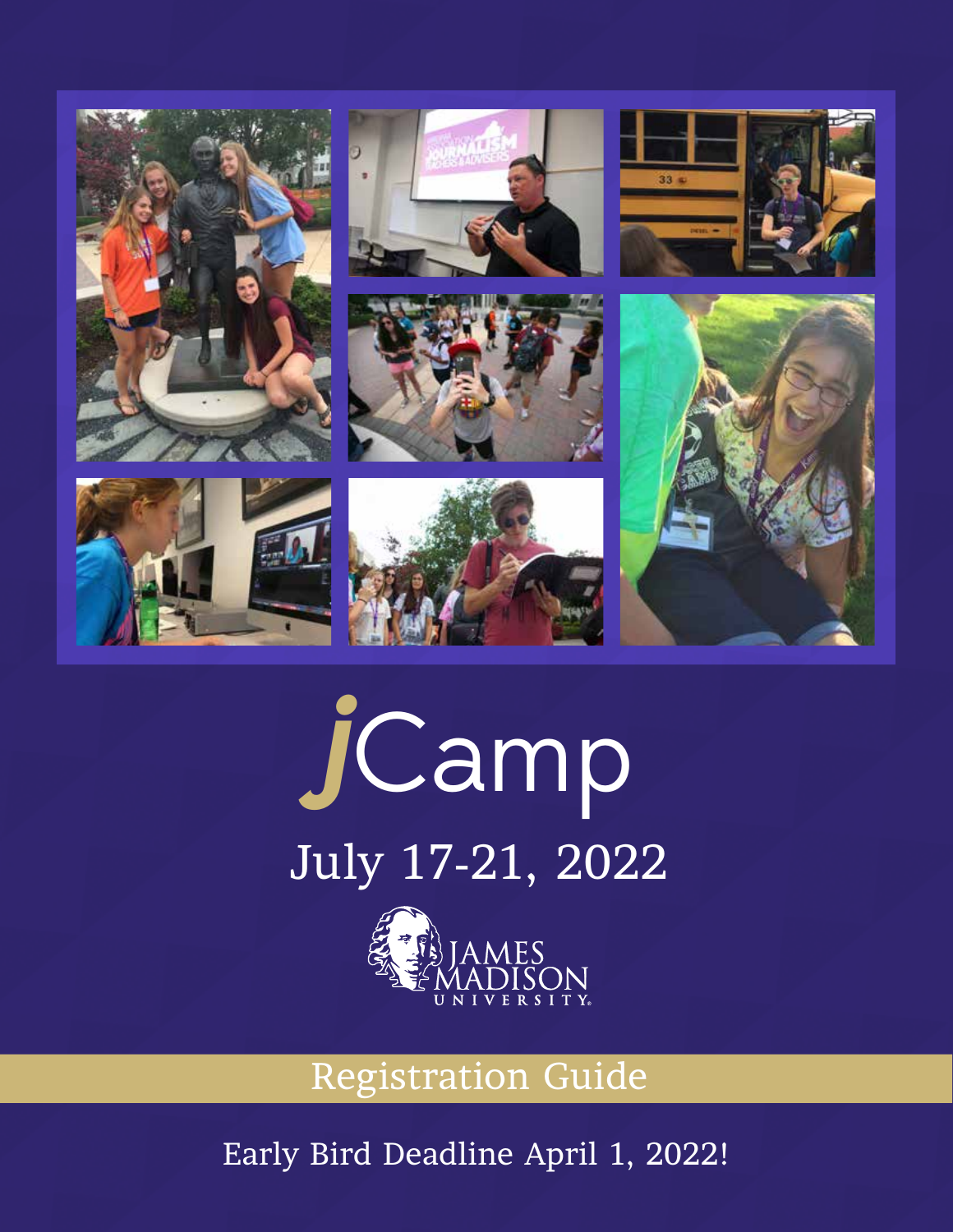# jCamp

## July 17-21, 2022

James Madison University

## Registration Guide

Early Bird Deadline April 1, 2022!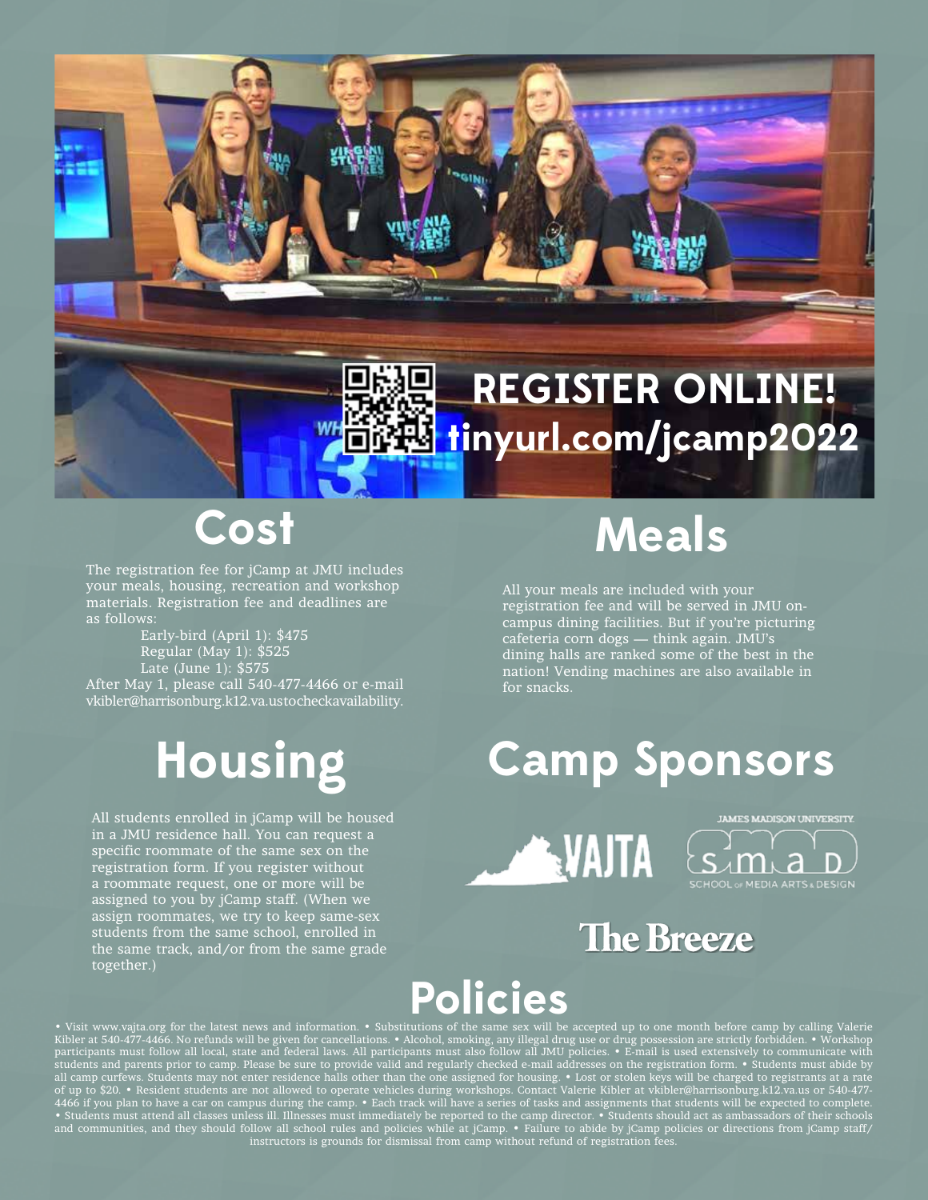# REGISTER ONLINE!

**tinyurl.com/jcamp2022**

## Cost

The registration fee for jCamp at JMU includes your meals, housing, recreation and workshop materials. Registration fee and deadlines are as follows:

Early-bird (April 1): $475
Regular (May 1): $525
Late (June 1): $575

After May 1, please call 540-477-4466 or e-mail vkibler@harrisonburg.k12.va.ustocheckavailability.

## Meals

All your meals are included with your registration fee and will be served in JMU on-campus dining facilities. But if you're picturing cafeteria corn dogs — think again. JMU's dining halls are ranked some of the best in the nation! Vending machines are also available in for snacks.

## Housing

All students enrolled in jCamp will be housed in a JMU residence hall. You can request a specific roommate of the same sex on the registration form. If you register without a roommate request, one or more will be assigned to you by jCamp staff. (When we assign roommates, we try to keep same-sex students from the same school, enrolled in the same track, and/or from the same grade together.)

## Camp Sponsors

VAJTA

JAMES MADISON UNIVERSITY. SMAD SCHOOL OF MEDIA ARTS & DESIGN

The Breeze

## Policies

• Visit www.vajta.org for the latest news and information. • Substitutions of the same sex will be accepted up to one month before camp by calling Valerie Kibler at 540-477-4466. No refunds will be given for cancellations. • Alcohol, smoking, any illegal drug use or drug possession are strictly forbidden. • Workshop participants must follow all local, state and federal laws. All participants must also follow all JMU policies. • E-mail is used extensively to communicate with students and parents prior to camp. Please be sure to provide valid and regularly checked e-mail addresses on the registration form. • Students must abide by all camp curfews. Students may not enter residence halls other than the one assigned for housing. • Lost or stolen keys will be charged to registrants at a rate of up to $20. • Resident students are not allowed to operate vehicles during workshops. Contact Valerie Kibler at vkibler@harrisonburg.k12.va.us or 540-477-4466 if you plan to have a car on campus during the camp. • Each track will have a series of tasks and assignments that students will be expected to complete. • Students must attend all classes unless ill. Illnesses must immediately be reported to the camp director. • Students should act as ambassadors of their schools and communities, and they should follow all school rules and policies while at jCamp. • Failure to abide by jCamp policies or directions from jCamp staff/instructors is grounds for dismissal from camp without refund of registration fees.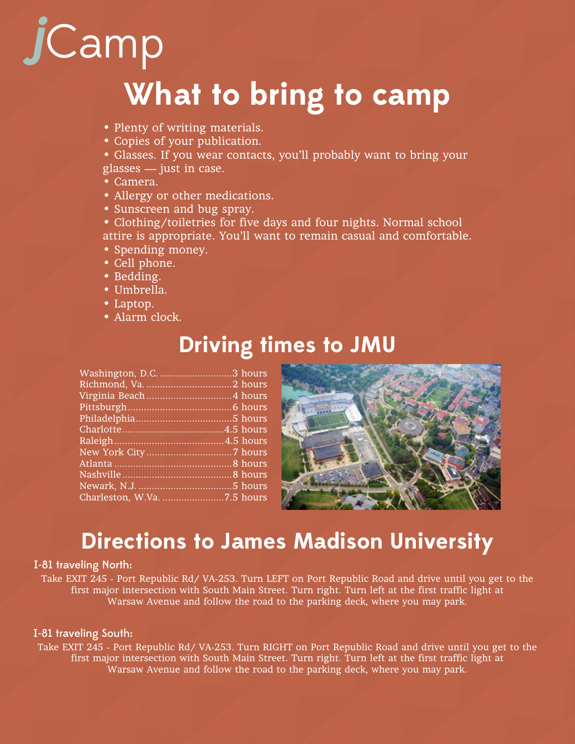# jCamp

## What to bring to camp

- Plenty of writing materials.
- Copies of your publication.
- Glasses. If you wear contacts, you'll probably want to bring your glasses — just in case.
- Camera.
- Allergy or other medications.
- Sunscreen and bug spray.
- Clothing/toiletries for five days and four nights. Normal school attire is appropriate. You'll want to remain casual and comfortable.
- Spending money.
- Cell phone.
- Bedding.
- Umbrella.
- Laptop.
- Alarm clock.

## Driving times to JMU

| | |
|---|---|
| Washington, D.C. | 3 hours |
| Richmond, Va. | 2 hours |
| Virginia Beach | 4 hours |
| Pittsburgh | 6 hours |
| Philadelphia | 5 hours |
| Charlotte | 4.5 hours |
| Raleigh | 4.5 hours |
| New York City | 7 hours |
| Atlanta | 8 hours |
| Nashville | 8 hours |
| Newark, N.J. | 5 hours |
| Charleston, W.Va. | 7.5 hours |

## Directions to James Madison University

### I-81 traveling North:

Take EXIT 245 - Port Republic Rd/ VA-253. Turn LEFT on Port Republic Road and drive until you get to the first major intersection with South Main Street. Turn right. Turn left at the first traffic light at Warsaw Avenue and follow the road to the parking deck, where you may park.

### I-81 traveling South:

Take EXIT 245 - Port Republic Rd/ VA-253. Turn RIGHT on Port Republic Road and drive until you get to the first major intersection with South Main Street. Turn right. Turn left at the first traffic light at Warsaw Avenue and follow the road to the parking deck, where you may park.